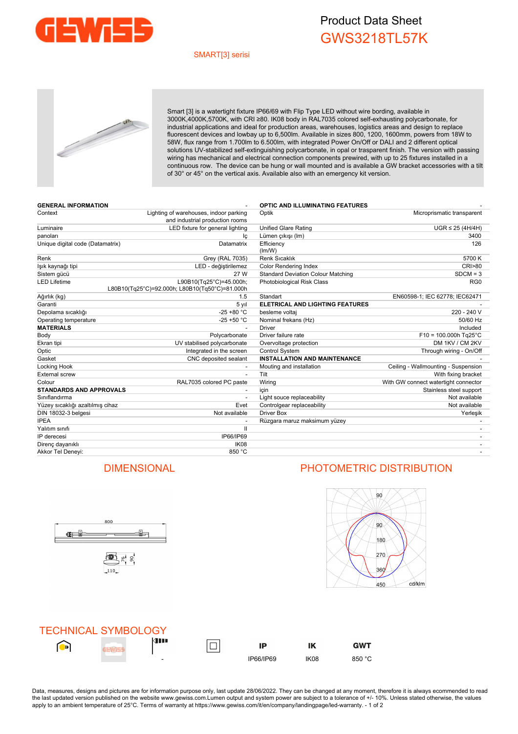# Product Data Sheet

## GWS3218TL57K

SMART[3] serisi

Smart [3] is a watertight fixture IP66/69 with Flip Type LED without wire bording, available in 3000K,4000K,5700K, with CRI ≥80. IK08 body in RAL7035 colored self-exhausting polycarbonate, for industrial applications and ideal for production areas, warehouses, logistics areas and design to replace fluorescent devices and lowbay up to 6,500lm. Available in sizes 800, 1200, 1600mm, powers from 18W to 58W, flux range from 1.700lm to 6.500lm, with integrated Power On/Off or DALI and 2 different optical solutions UV-stabilized self-extinguishing polycarbonate, in opal or trasparent finish. The version with passing wiring has mechanical and electrical connection components prewired, with up to 25 fixtures installed in a continuous row. The device can be hung or wall mounted and is available a GW bracket accessories with a tilt of 30° or 45° on the vertical axis. Available also with an emergency kit version.

| GENERAL INFORMATION | - |
|---|---|
| Context | Lighting of warehouses, indoor parking and industrial production rooms |
| Luminaire | LED fixture for general lighting |
| panoları | İç |
| Unique digital code (Datamatrix) | Datamatrix |
| Renk | Grey (RAL 7035) |
| Işık kaynağı tipi | LED - değiştirilemez |
| Sistem gücü | 27 W |
| LED Lifetime | L90B10(Tq25°C)=45.000h; L80B10(Tq25°C)=92.000h; L80B10(Tq50°C)=81.000h |
| Ağırlık (kg) | 1.5 |
| Garanti | 5 yıl |
| Depolama sıcaklığı | -25 +80 °C |
| Operating temperature | -25 +50 °C |
| **MATERIALS** | - |
| Body | Polycarbonate |
| Ekran tipi | UV stabilised polycarbonate |
| Optic | Integrated in the screen |
| Gasket | CNC deposited sealant |
| Locking Hook | - |
| External screw | - |
| Colour | RAL7035 colored PC paste |
| **STANDARDS AND APPROVALS** | - |
| Sınıflandırma | - |
| Yüzey sıcaklığı azaltılmış cihaz | Evet |
| DIN 18032-3 belgesi | Not available |
| IPEA | - |
| Yalıtım sınıfı | II |
| IP derecesi | IP66/IP69 |
| Direnç dayanıklı | IK08 |
| Akkor Tel Deneyi: | 850 °C |

| OPTIC AND ILLUMINATING FEATURES | - |
|---|---|
| Optik | Microprismatic transparent |
| Unified Glare Rating | UGR ≤ 25 (4H/4H) |
| Lümen çıkışı (lm) | 3400 |
| Efficiency (lm/W) | 126 |
| Renk Sıcaklık | 5700 K |
| Color Rendering Index | CRI>80 |
| Standard Deviation Colour Matching | SDCM = 3 |
| Photobiological Risk Class | RG0 |
| Standart | EN60598-1; IEC 62778; IEC62471 |
| **ELETRICAL AND LIGHTING FEATURES** | - |
| besleme voltaj | 220 - 240 V |
| Nominal frekans (Hz) | 50/60 Hz |
| Driver | Included |
| Driver failure rate | F10 = 100.000h Tq25°C |
| Overvoltage protection | DM 1KV / CM 2KV |
| Control System | Through wiring - On/Off |
| **INSTALLATION AND MAINTENANCE** | - |
| Mouting and installation | Ceiling - Wallmounting - Suspension |
| Tilt | With fixing bracket |
| Wiring | With GW connect watertight connector |
| için | Stainless steel support |
| Light souce replaceability | Not available |
| Controlgear replaceability | Not available |
| Driver Box | Yerleşik |
| Rüzgara maruz maksimum yüzey | - |
| | - |
| | - |
| | - |
| | - |

## DIMENSIONAL

800

76 90

110

## PHOTOMETRIC DISTRIBUTION

90, 90, 180, 270, 360, 450 cd/klm

## TECHNICAL SYMBOLOGY

| | | | | IP | IK | GWT |
|---|---|---|---|---|---|---|
| | | - | | IP66/IP69 | IK08 | 850 °C |

Data, measures, designs and pictures are for information purpose only, last update 28/06/2022. They can be changed at any moment, therefore it is always ecommended to read the last updated version published on the website www.gewiss.com.Lumen output and system power are subject to a tolerance of +/- 10%. Unless stated otherwise, the values apply to an ambient temperature of 25°C. Terms of warranty at https://www.gewiss.com/it/en/company/landingpage/led-warranty.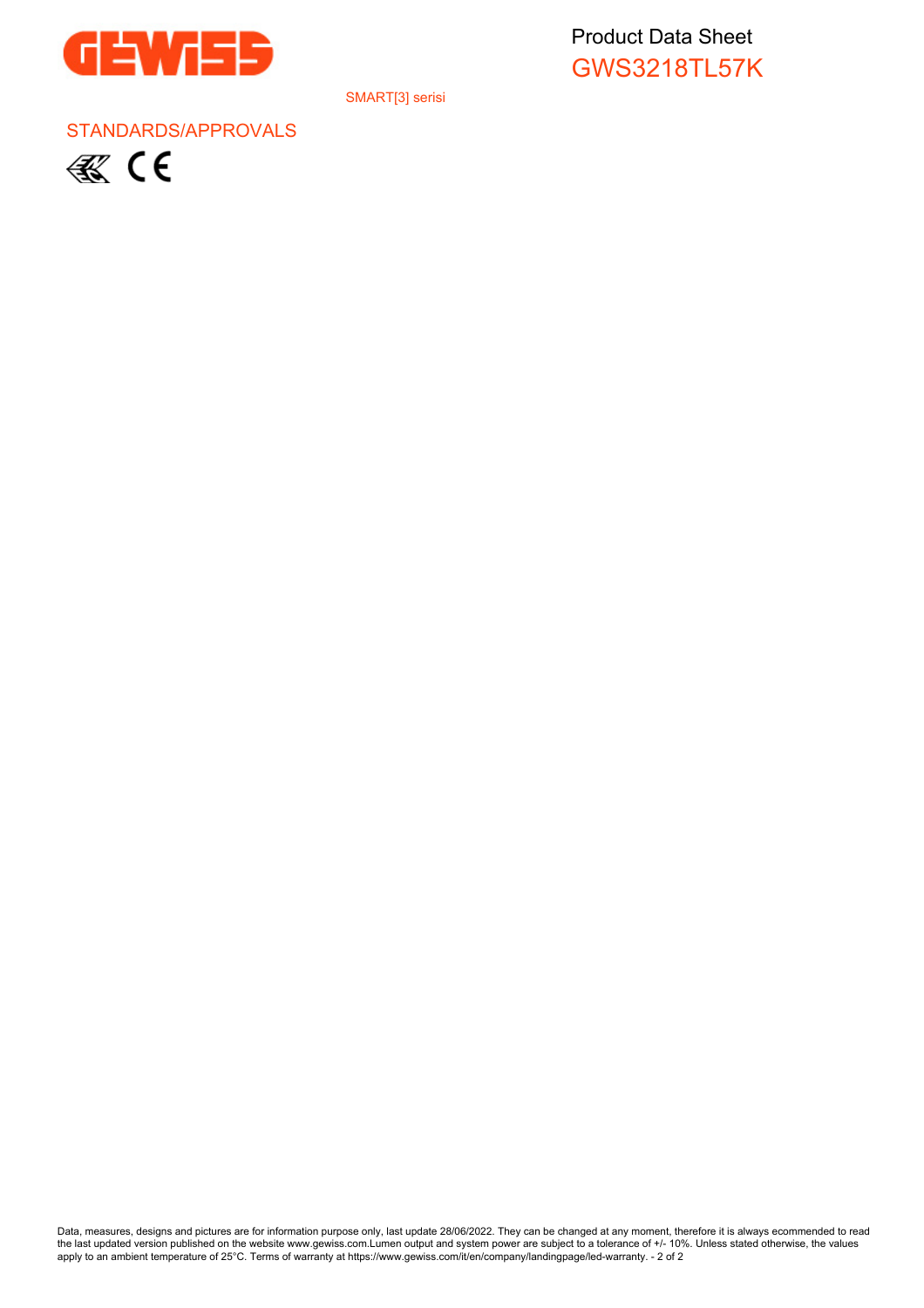SMART[3] serisi

## STANDARDS/APPROVALS

Data, measures, designs and pictures are for information purpose only, last update 28/06/2022. They can be changed at any moment, therefore it is always ecommended to read the last updated version published on the website www.gewiss.com.Lumen output and system power are subject to a tolerance of +/- 10%. Unless stated otherwise, the values apply to an ambient temperature of 25°C. Terms of warranty at https://www.gewiss.com/it/en/company/landingpage/led-warranty.